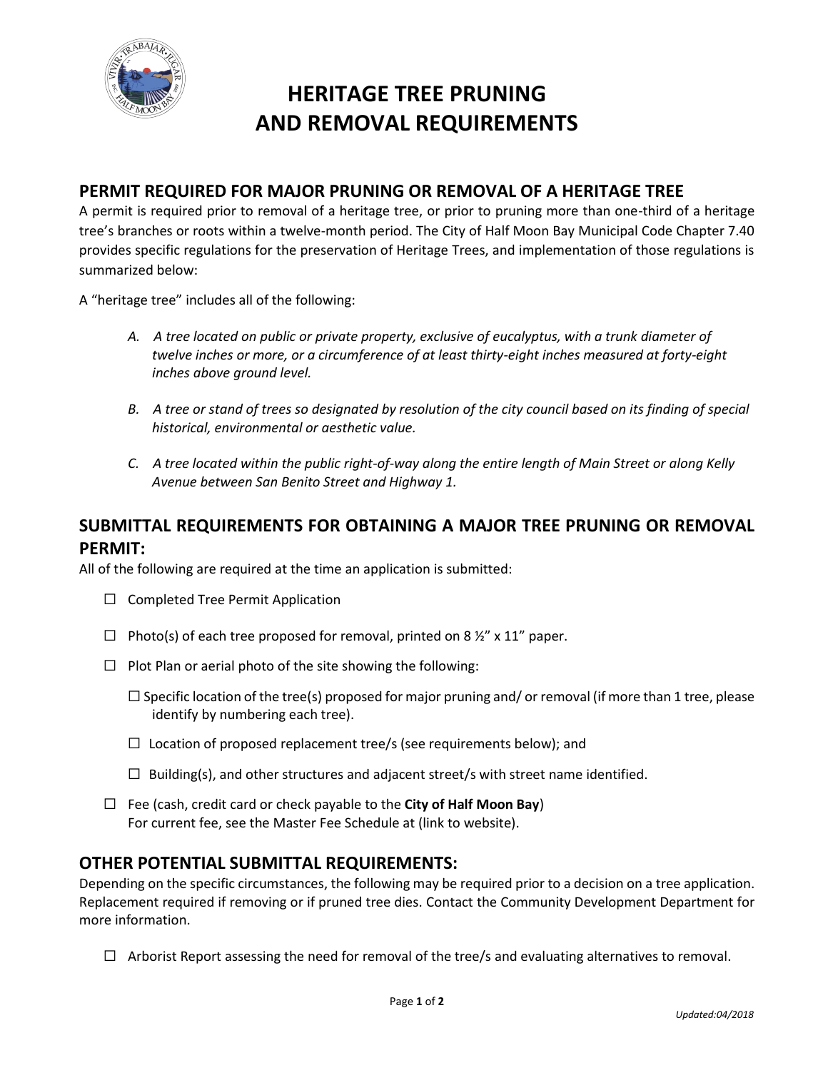# HERITAGE TREE PRUNING AND REMOVAL REQUIREMENTS

## PERMIT REQUIRED FOR MAJOR PRUNING OR REMOVAL OF A HERITAGE TREE

A permit is required prior to removal of a heritage tree, or prior to pruning more than one-third of a heritage tree's branches or roots within a twelve-month period. The City of Half Moon Bay Municipal Code Chapter 7.40 provides specific regulations for the preservation of Heritage Trees, and implementation of those regulations is summarized below:

A "heritage tree" includes all of the following:

*A. A tree located on public or private property, exclusive of eucalyptus, with a trunk diameter of twelve inches or more, or a circumference of at least thirty-eight inches measured at forty-eight inches above ground level.*

*B. A tree or stand of trees so designated by resolution of the city council based on its finding of special historical, environmental or aesthetic value.*

*C. A tree located within the public right-of-way along the entire length of Main Street or along Kelly Avenue between San Benito Street and Highway 1.*

## SUBMITTAL REQUIREMENTS FOR OBTAINING A MAJOR TREE PRUNING OR REMOVAL PERMIT:

All of the following are required at the time an application is submitted:

- ☐ Completed Tree Permit Application
- ☐ Photo(s) of each tree proposed for removal, printed on 8 ½" x 11" paper.
- ☐ Plot Plan or aerial photo of the site showing the following:
  - ☐ Specific location of the tree(s) proposed for major pruning and/ or removal (if more than 1 tree, please identify by numbering each tree).
  - ☐ Location of proposed replacement tree/s (see requirements below); and
  - ☐ Building(s), and other structures and adjacent street/s with street name identified.
- ☐ Fee (cash, credit card or check payable to the **City of Half Moon Bay**)
  For current fee, see the Master Fee Schedule at (link to website).

## OTHER POTENTIAL SUBMITTAL REQUIREMENTS:

Depending on the specific circumstances, the following may be required prior to a decision on a tree application. Replacement required if removing or if pruned tree dies. Contact the Community Development Department for more information.

- ☐ Arborist Report assessing the need for removal of the tree/s and evaluating alternatives to removal.

*Updated:04/2018*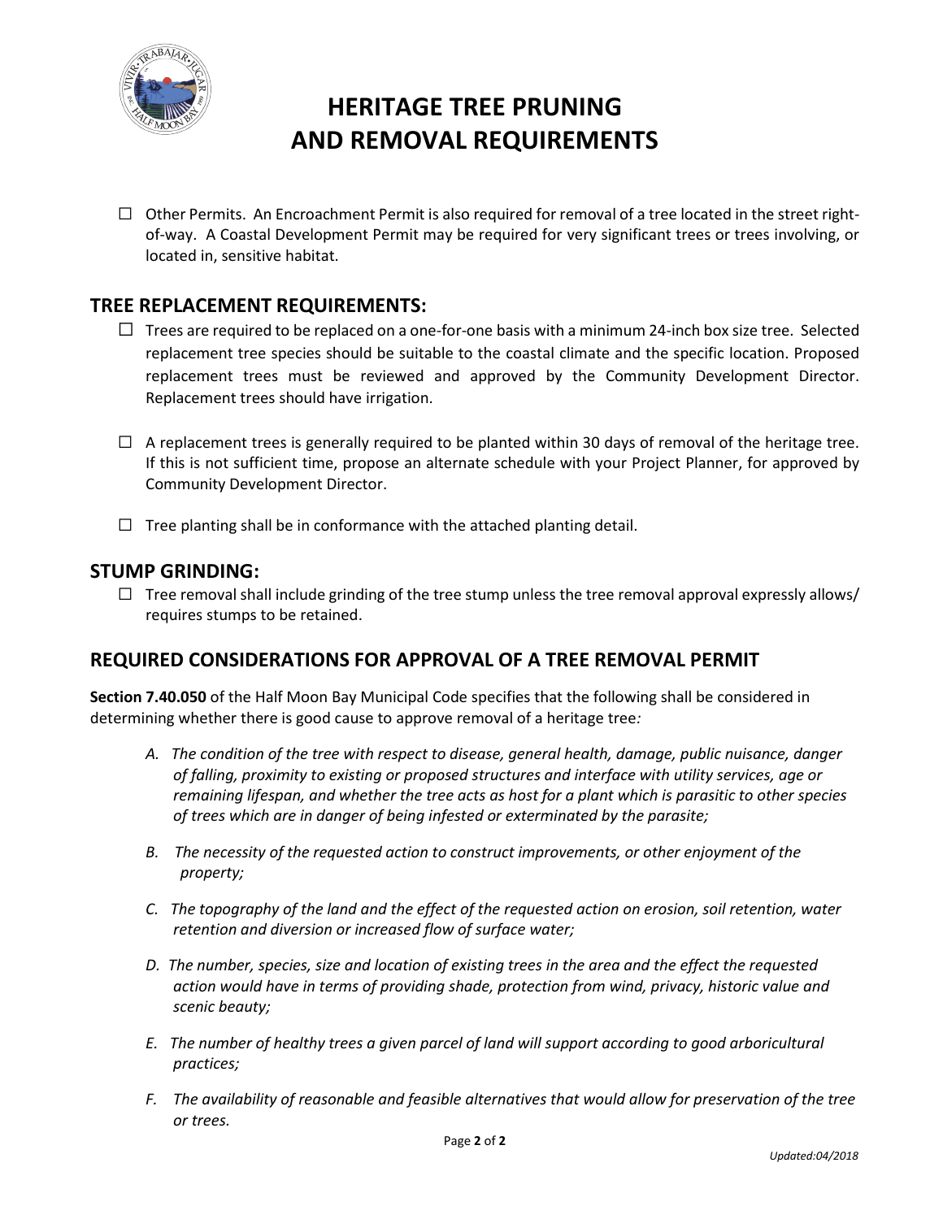# HERITAGE TREE PRUNING AND REMOVAL REQUIREMENTS

☐ Other Permits. An Encroachment Permit is also required for removal of a tree located in the street right-of-way. A Coastal Development Permit may be required for very significant trees or trees involving, or located in, sensitive habitat.

## TREE REPLACEMENT REQUIREMENTS:

☐ Trees are required to be replaced on a one-for-one basis with a minimum 24-inch box size tree. Selected replacement tree species should be suitable to the coastal climate and the specific location. Proposed replacement trees must be reviewed and approved by the Community Development Director. Replacement trees should have irrigation.

☐ A replacement trees is generally required to be planted within 30 days of removal of the heritage tree. If this is not sufficient time, propose an alternate schedule with your Project Planner, for approved by Community Development Director.

☐ Tree planting shall be in conformance with the attached planting detail.

## STUMP GRINDING:

☐ Tree removal shall include grinding of the tree stump unless the tree removal approval expressly allows/ requires stumps to be retained.

## REQUIRED CONSIDERATIONS FOR APPROVAL OF A TREE REMOVAL PERMIT

**Section 7.40.050** of the Half Moon Bay Municipal Code specifies that the following shall be considered in determining whether there is good cause to approve removal of a heritage tree*:*

*A. The condition of the tree with respect to disease, general health, damage, public nuisance, danger of falling, proximity to existing or proposed structures and interface with utility services, age or remaining lifespan, and whether the tree acts as host for a plant which is parasitic to other species of trees which are in danger of being infested or exterminated by the parasite;*

*B. The necessity of the requested action to construct improvements, or other enjoyment of the property;*

*C. The topography of the land and the effect of the requested action on erosion, soil retention, water retention and diversion or increased flow of surface water;*

*D. The number, species, size and location of existing trees in the area and the effect the requested action would have in terms of providing shade, protection from wind, privacy, historic value and scenic beauty;*

*E. The number of healthy trees a given parcel of land will support according to good arboricultural practices;*

*F. The availability of reasonable and feasible alternatives that would allow for preservation of the tree or trees.*

*Updated:04/2018*